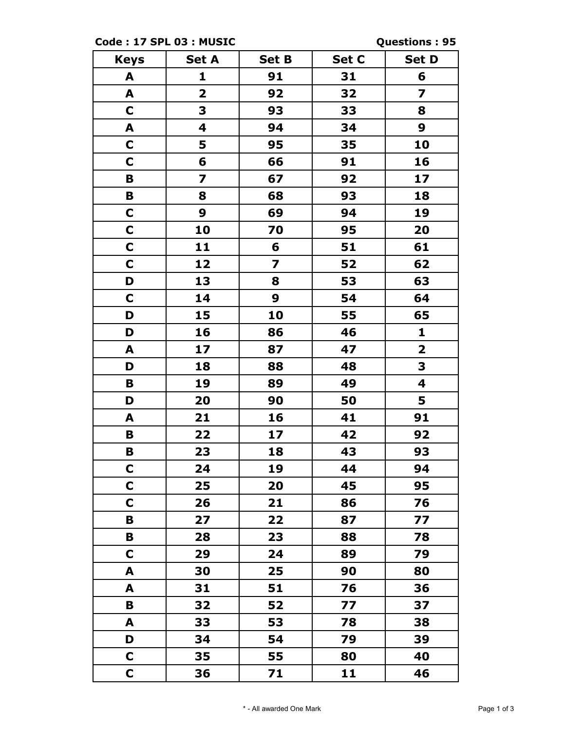**Code : 17 SPL 03 : MUSIC** **Questions : 95**

| Keys | Set A | Set B | Set C | Set D |
|---|---|---|---|---|
| A | 1 | 91 | 31 | 6 |
| A | 2 | 92 | 32 | 7 |
| C | 3 | 93 | 33 | 8 |
| A | 4 | 94 | 34 | 9 |
| C | 5 | 95 | 35 | 10 |
| C | 6 | 66 | 91 | 16 |
| B | 7 | 67 | 92 | 17 |
| B | 8 | 68 | 93 | 18 |
| C | 9 | 69 | 94 | 19 |
| C | 10 | 70 | 95 | 20 |
| C | 11 | 6 | 51 | 61 |
| C | 12 | 7 | 52 | 62 |
| D | 13 | 8 | 53 | 63 |
| C | 14 | 9 | 54 | 64 |
| D | 15 | 10 | 55 | 65 |
| D | 16 | 86 | 46 | 1 |
| A | 17 | 87 | 47 | 2 |
| D | 18 | 88 | 48 | 3 |
| B | 19 | 89 | 49 | 4 |
| D | 20 | 90 | 50 | 5 |
| A | 21 | 16 | 41 | 91 |
| B | 22 | 17 | 42 | 92 |
| B | 23 | 18 | 43 | 93 |
| C | 24 | 19 | 44 | 94 |
| C | 25 | 20 | 45 | 95 |
| C | 26 | 21 | 86 | 76 |
| B | 27 | 22 | 87 | 77 |
| B | 28 | 23 | 88 | 78 |
| C | 29 | 24 | 89 | 79 |
| A | 30 | 25 | 90 | 80 |
| A | 31 | 51 | 76 | 36 |
| B | 32 | 52 | 77 | 37 |
| A | 33 | 53 | 78 | 38 |
| D | 34 | 54 | 79 | 39 |
| C | 35 | 55 | 80 | 40 |
| C | 36 | 71 | 11 | 46 |

* - All awarded One Mark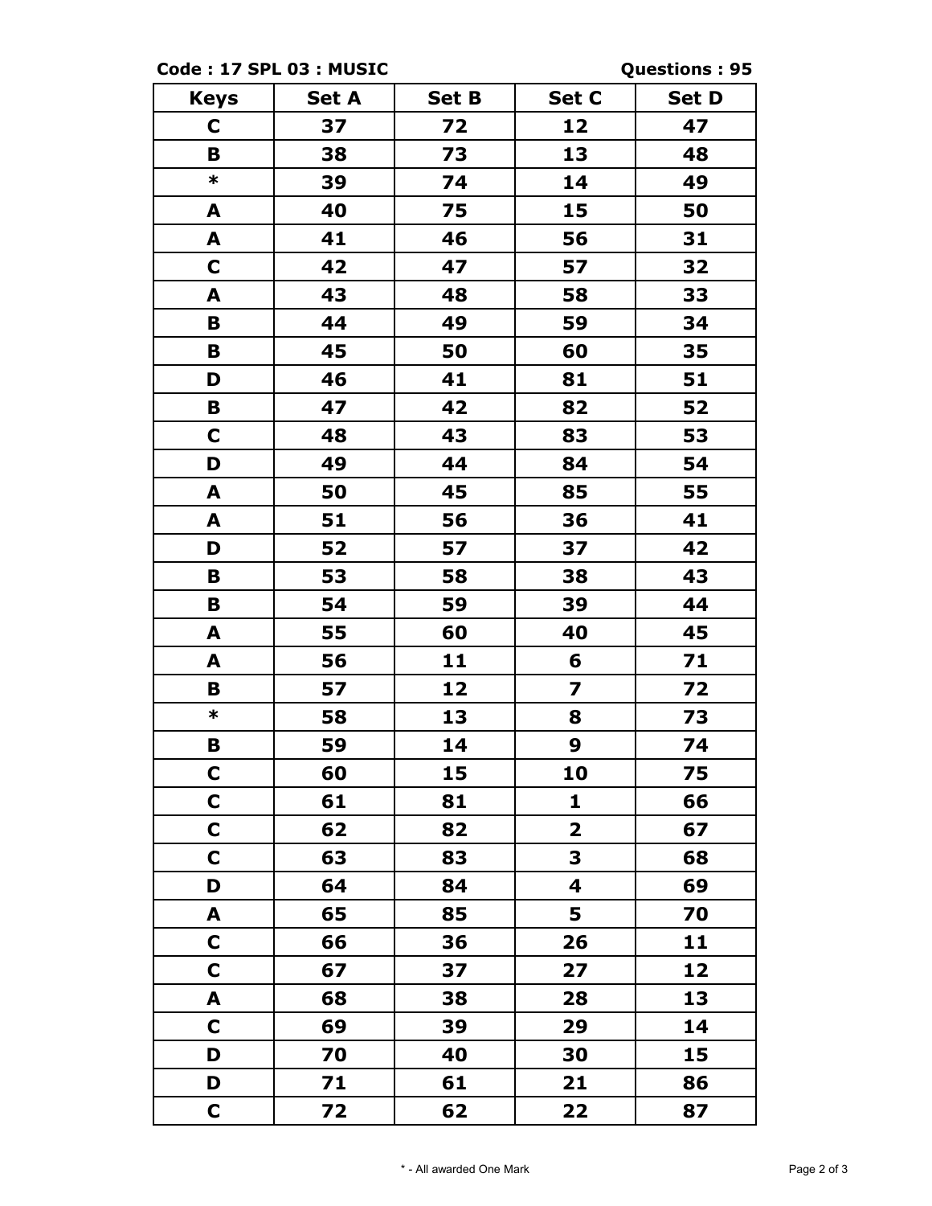**Code : 17 SPL 03 : MUSIC** **Questions : 95**

| Keys | Set A | Set B | Set C | Set D |
|---|---|---|---|---|
| C | 37 | 72 | 12 | 47 |
| B | 38 | 73 | 13 | 48 |
| * | 39 | 74 | 14 | 49 |
| A | 40 | 75 | 15 | 50 |
| A | 41 | 46 | 56 | 31 |
| C | 42 | 47 | 57 | 32 |
| A | 43 | 48 | 58 | 33 |
| B | 44 | 49 | 59 | 34 |
| B | 45 | 50 | 60 | 35 |
| D | 46 | 41 | 81 | 51 |
| B | 47 | 42 | 82 | 52 |
| C | 48 | 43 | 83 | 53 |
| D | 49 | 44 | 84 | 54 |
| A | 50 | 45 | 85 | 55 |
| A | 51 | 56 | 36 | 41 |
| D | 52 | 57 | 37 | 42 |
| B | 53 | 58 | 38 | 43 |
| B | 54 | 59 | 39 | 44 |
| A | 55 | 60 | 40 | 45 |
| A | 56 | 11 | 6 | 71 |
| B | 57 | 12 | 7 | 72 |
| * | 58 | 13 | 8 | 73 |
| B | 59 | 14 | 9 | 74 |
| C | 60 | 15 | 10 | 75 |
| C | 61 | 81 | 1 | 66 |
| C | 62 | 82 | 2 | 67 |
| C | 63 | 83 | 3 | 68 |
| D | 64 | 84 | 4 | 69 |
| A | 65 | 85 | 5 | 70 |
| C | 66 | 36 | 26 | 11 |
| C | 67 | 37 | 27 | 12 |
| A | 68 | 38 | 28 | 13 |
| C | 69 | 39 | 29 | 14 |
| D | 70 | 40 | 30 | 15 |
| D | 71 | 61 | 21 | 86 |
| C | 72 | 62 | 22 | 87 |

* - All awarded One Mark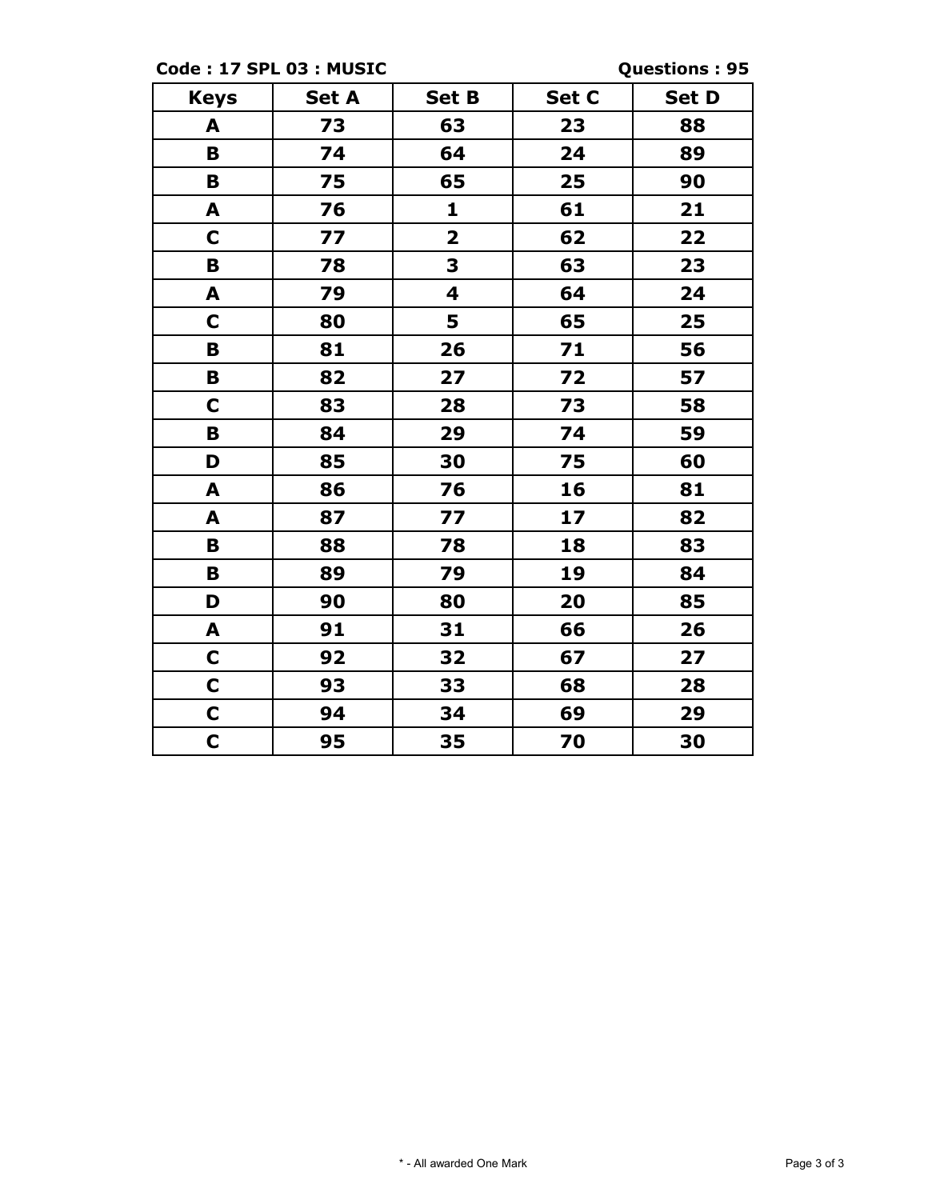**Code : 17 SPL 03 : MUSIC** **Questions : 95**

| Keys | Set A | Set B | Set C | Set D |
|---|---|---|---|---|
| A | 73 | 63 | 23 | 88 |
| B | 74 | 64 | 24 | 89 |
| B | 75 | 65 | 25 | 90 |
| A | 76 | 1 | 61 | 21 |
| C | 77 | 2 | 62 | 22 |
| B | 78 | 3 | 63 | 23 |
| A | 79 | 4 | 64 | 24 |
| C | 80 | 5 | 65 | 25 |
| B | 81 | 26 | 71 | 56 |
| B | 82 | 27 | 72 | 57 |
| C | 83 | 28 | 73 | 58 |
| B | 84 | 29 | 74 | 59 |
| D | 85 | 30 | 75 | 60 |
| A | 86 | 76 | 16 | 81 |
| A | 87 | 77 | 17 | 82 |
| B | 88 | 78 | 18 | 83 |
| B | 89 | 79 | 19 | 84 |
| D | 90 | 80 | 20 | 85 |
| A | 91 | 31 | 66 | 26 |
| C | 92 | 32 | 67 | 27 |
| C | 93 | 33 | 68 | 28 |
| C | 94 | 34 | 69 | 29 |
| C | 95 | 35 | 70 | 30 |

* - All awarded One Mark